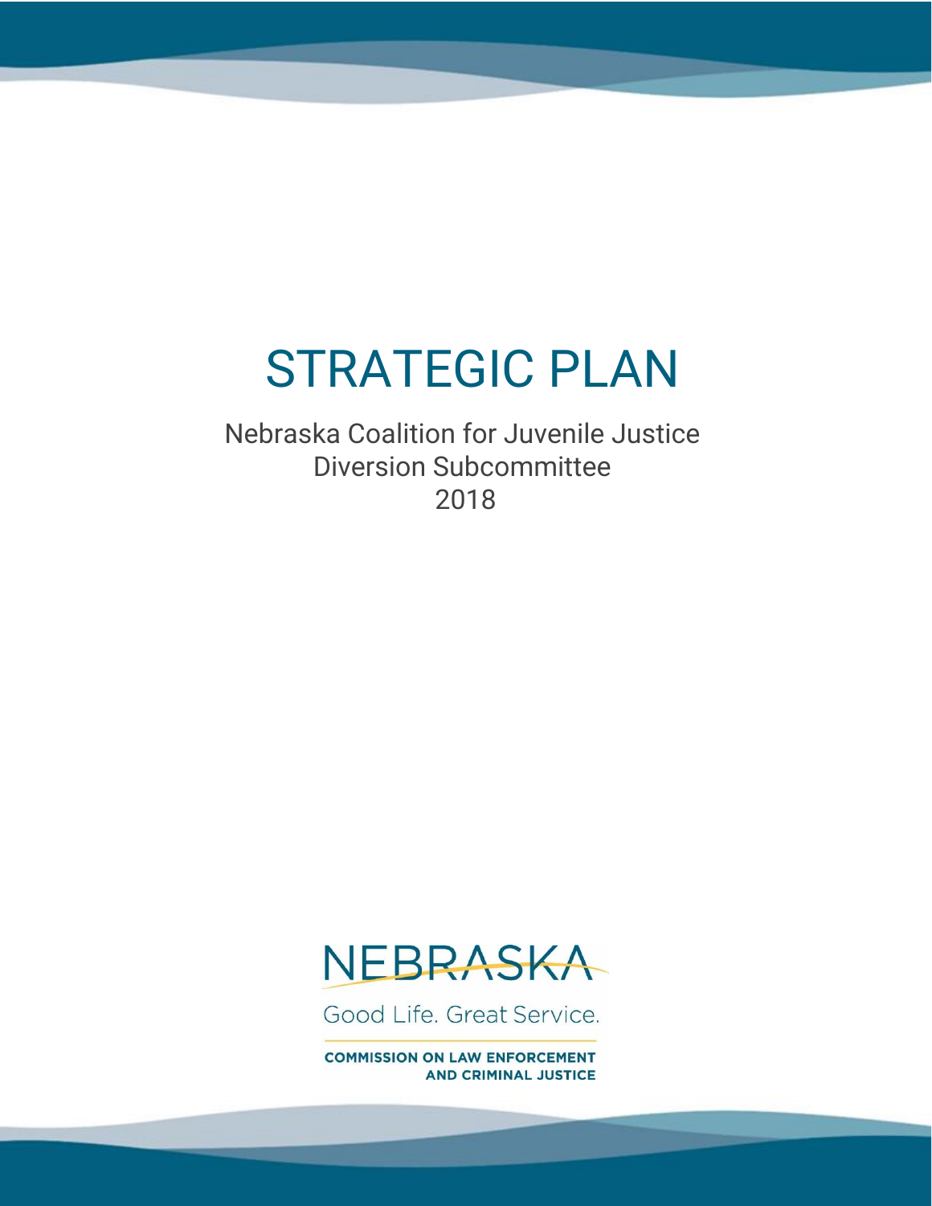# STRATEGIC PLAN

Nebraska Coalition for Juvenile Justice
Diversion Subcommittee
2018

NEBRASKA

Good Life. Great Service.

COMMISSION ON LAW ENFORCEMENT
AND CRIMINAL JUSTICE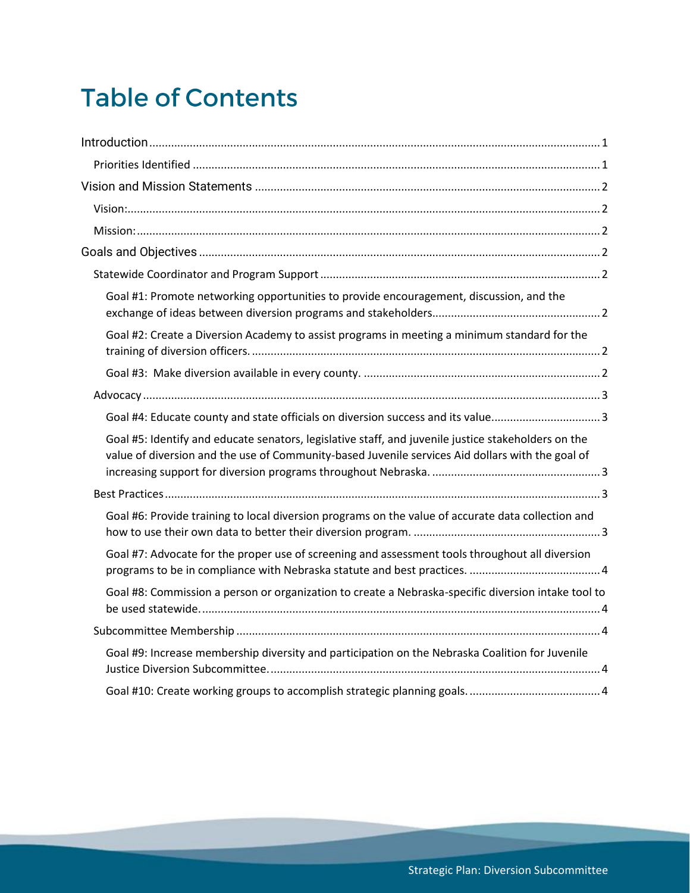# Table of Contents

Introduction ........ 1

- Priorities Identified ........ 1

Vision and Mission Statements ........ 2

- Vision: ........ 2
- Mission: ........ 2

Goals and Objectives ........ 2

- Statewide Coordinator and Program Support ........ 2
  - Goal #1: Promote networking opportunities to provide encouragement, discussion, and the exchange of ideas between diversion programs and stakeholders ........ 2
  - Goal #2: Create a Diversion Academy to assist programs in meeting a minimum standard for the training of diversion officers. ........ 2
  - Goal #3: Make diversion available in every county. ........ 2
- Advocacy ........ 3
  - Goal #4: Educate county and state officials on diversion success and its value ........ 3
  - Goal #5: Identify and educate senators, legislative staff, and juvenile justice stakeholders on the value of diversion and the use of Community-based Juvenile services Aid dollars with the goal of increasing support for diversion programs throughout Nebraska. ........ 3
- Best Practices ........ 3
  - Goal #6: Provide training to local diversion programs on the value of accurate data collection and how to use their own data to better their diversion program. ........ 3
  - Goal #7: Advocate for the proper use of screening and assessment tools throughout all diversion programs to be in compliance with Nebraska statute and best practices. ........ 4
  - Goal #8: Commission a person or organization to create a Nebraska-specific diversion intake tool to be used statewide. ........ 4
- Subcommittee Membership ........ 4
  - Goal #9: Increase membership diversity and participation on the Nebraska Coalition for Juvenile Justice Diversion Subcommittee. ........ 4
  - Goal #10: Create working groups to accomplish strategic planning goals. ........ 4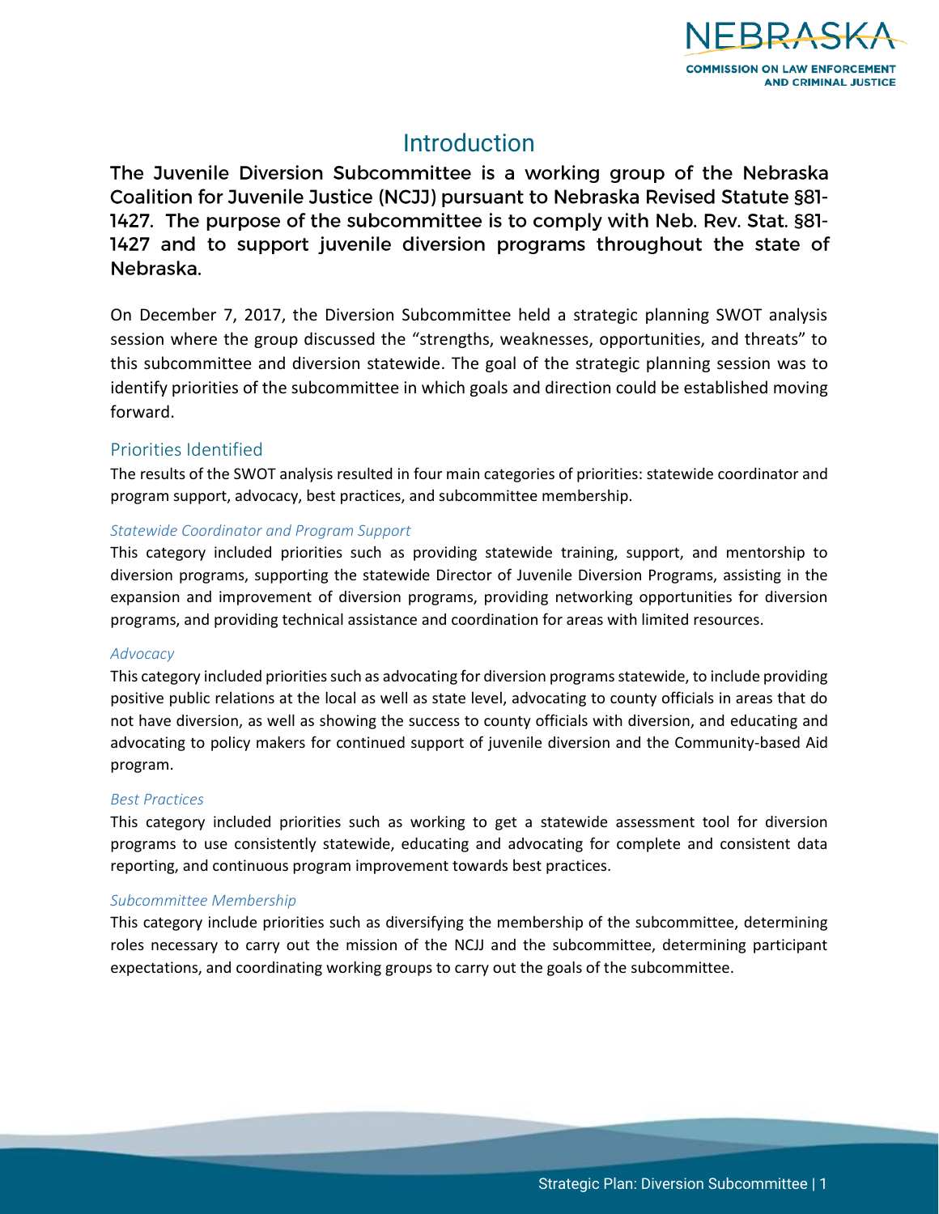# Introduction

**The Juvenile Diversion Subcommittee is a working group of the Nebraska Coalition for Juvenile Justice (NCJJ) pursuant to Nebraska Revised Statute §81-1427. The purpose of the subcommittee is to comply with Neb. Rev. Stat. §81-1427 and to support juvenile diversion programs throughout the state of Nebraska.**

On December 7, 2017, the Diversion Subcommittee held a strategic planning SWOT analysis session where the group discussed the "strengths, weaknesses, opportunities, and threats" to this subcommittee and diversion statewide. The goal of the strategic planning session was to identify priorities of the subcommittee in which goals and direction could be established moving forward.

## Priorities Identified

The results of the SWOT analysis resulted in four main categories of priorities: statewide coordinator and program support, advocacy, best practices, and subcommittee membership.

### *Statewide Coordinator and Program Support*

This category included priorities such as providing statewide training, support, and mentorship to diversion programs, supporting the statewide Director of Juvenile Diversion Programs, assisting in the expansion and improvement of diversion programs, providing networking opportunities for diversion programs, and providing technical assistance and coordination for areas with limited resources.

### *Advocacy*

This category included priorities such as advocating for diversion programs statewide, to include providing positive public relations at the local as well as state level, advocating to county officials in areas that do not have diversion, as well as showing the success to county officials with diversion, and educating and advocating to policy makers for continued support of juvenile diversion and the Community-based Aid program.

### *Best Practices*

This category included priorities such as working to get a statewide assessment tool for diversion programs to use consistently statewide, educating and advocating for complete and consistent data reporting, and continuous program improvement towards best practices.

### *Subcommittee Membership*

This category include priorities such as diversifying the membership of the subcommittee, determining roles necessary to carry out the mission of the NCJJ and the subcommittee, determining participant expectations, and coordinating working groups to carry out the goals of the subcommittee.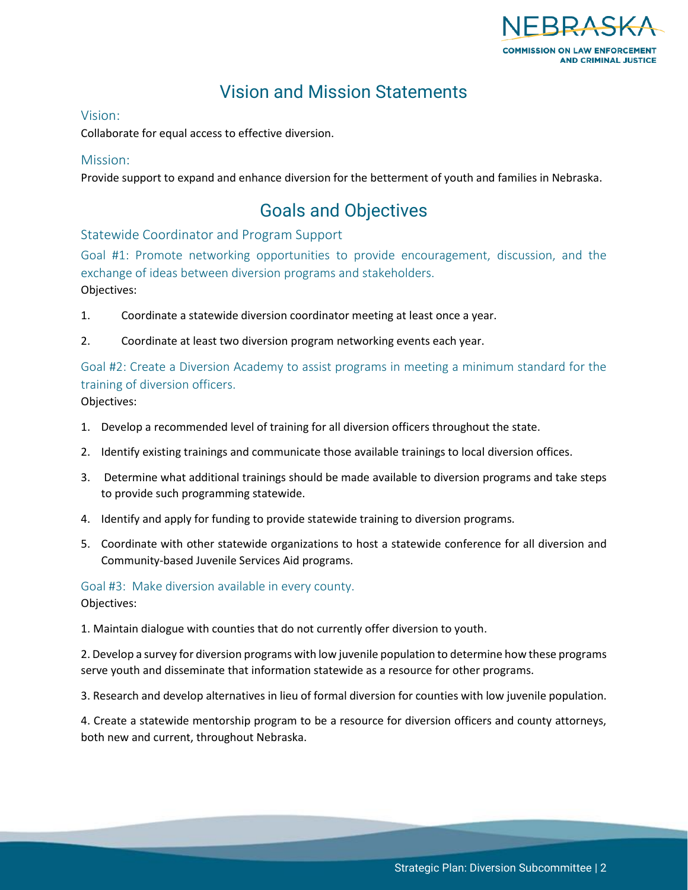# Vision and Mission Statements

## Vision:

Collaborate for equal access to effective diversion.

## Mission:

Provide support to expand and enhance diversion for the betterment of youth and families in Nebraska.

# Goals and Objectives

## Statewide Coordinator and Program Support

### Goal #1: Promote networking opportunities to provide encouragement, discussion, and the exchange of ideas between diversion programs and stakeholders.

Objectives:

1. Coordinate a statewide diversion coordinator meeting at least once a year.
2. Coordinate at least two diversion program networking events each year.

### Goal #2: Create a Diversion Academy to assist programs in meeting a minimum standard for the training of diversion officers.

Objectives:

1. Develop a recommended level of training for all diversion officers throughout the state.
2. Identify existing trainings and communicate those available trainings to local diversion offices.
3. Determine what additional trainings should be made available to diversion programs and take steps to provide such programming statewide.
4. Identify and apply for funding to provide statewide training to diversion programs.
5. Coordinate with other statewide organizations to host a statewide conference for all diversion and Community-based Juvenile Services Aid programs.

### Goal #3: Make diversion available in every county.

Objectives:

1. Maintain dialogue with counties that do not currently offer diversion to youth.

2. Develop a survey for diversion programs with low juvenile population to determine how these programs serve youth and disseminate that information statewide as a resource for other programs.

3. Research and develop alternatives in lieu of formal diversion for counties with low juvenile population.

4. Create a statewide mentorship program to be a resource for diversion officers and county attorneys, both new and current, throughout Nebraska.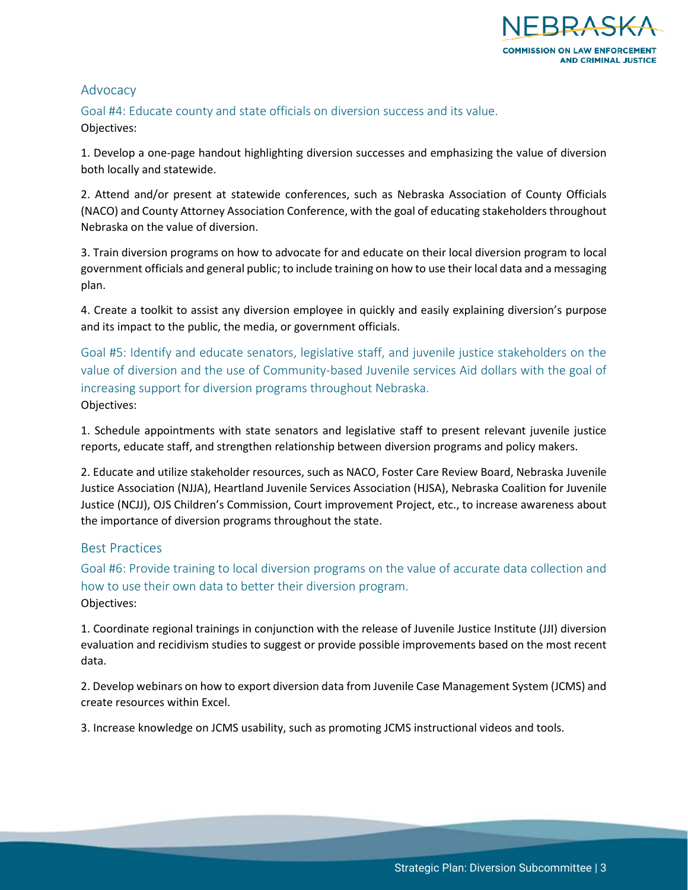## Advocacy

### Goal #4: Educate county and state officials on diversion success and its value.

Objectives:

1. Develop a one-page handout highlighting diversion successes and emphasizing the value of diversion both locally and statewide.

2. Attend and/or present at statewide conferences, such as Nebraska Association of County Officials (NACO) and County Attorney Association Conference, with the goal of educating stakeholders throughout Nebraska on the value of diversion.

3. Train diversion programs on how to advocate for and educate on their local diversion program to local government officials and general public; to include training on how to use their local data and a messaging plan.

4. Create a toolkit to assist any diversion employee in quickly and easily explaining diversion's purpose and its impact to the public, the media, or government officials.

### Goal #5: Identify and educate senators, legislative staff, and juvenile justice stakeholders on the value of diversion and the use of Community-based Juvenile services Aid dollars with the goal of increasing support for diversion programs throughout Nebraska.

Objectives:

1. Schedule appointments with state senators and legislative staff to present relevant juvenile justice reports, educate staff, and strengthen relationship between diversion programs and policy makers.

2. Educate and utilize stakeholder resources, such as NACO, Foster Care Review Board, Nebraska Juvenile Justice Association (NJJA), Heartland Juvenile Services Association (HJSA), Nebraska Coalition for Juvenile Justice (NCJJ), OJS Children's Commission, Court improvement Project, etc., to increase awareness about the importance of diversion programs throughout the state.

## Best Practices

### Goal #6: Provide training to local diversion programs on the value of accurate data collection and how to use their own data to better their diversion program.

Objectives:

1. Coordinate regional trainings in conjunction with the release of Juvenile Justice Institute (JJI) diversion evaluation and recidivism studies to suggest or provide possible improvements based on the most recent data.

2. Develop webinars on how to export diversion data from Juvenile Case Management System (JCMS) and create resources within Excel.

3. Increase knowledge on JCMS usability, such as promoting JCMS instructional videos and tools.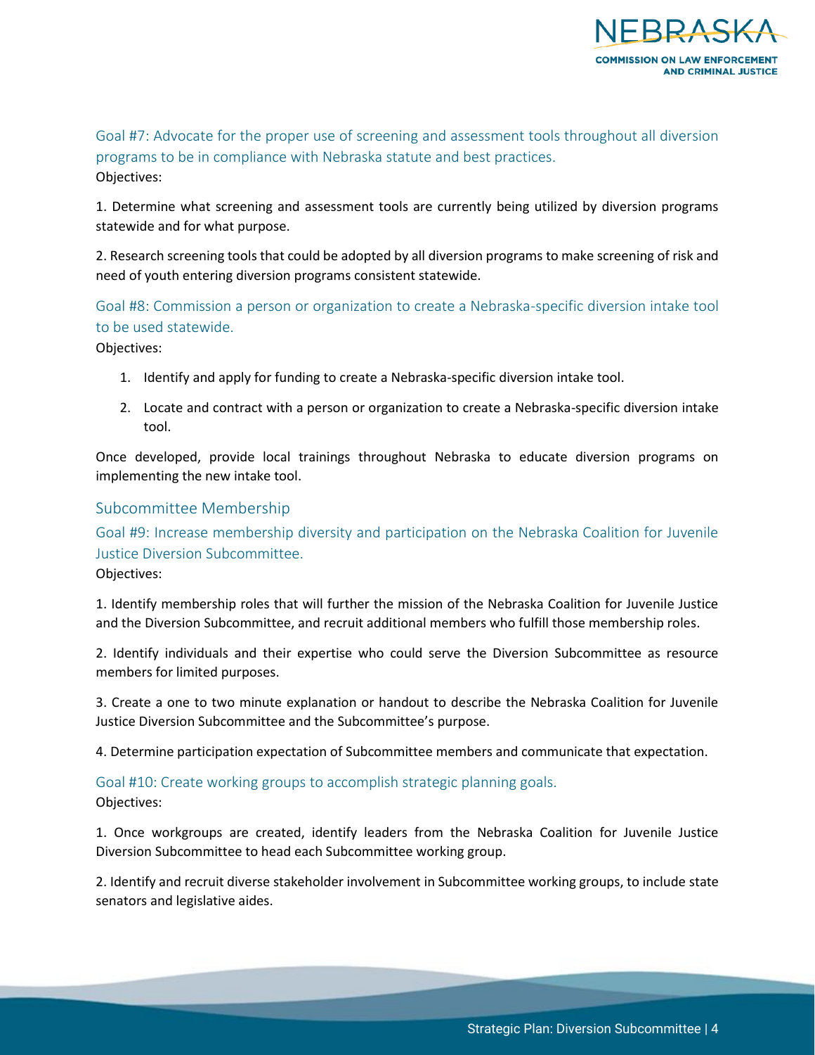### Goal #7: Advocate for the proper use of screening and assessment tools throughout all diversion programs to be in compliance with Nebraska statute and best practices.

Objectives:

1. Determine what screening and assessment tools are currently being utilized by diversion programs statewide and for what purpose.

2. Research screening tools that could be adopted by all diversion programs to make screening of risk and need of youth entering diversion programs consistent statewide.

### Goal #8: Commission a person or organization to create a Nebraska-specific diversion intake tool to be used statewide.

Objectives:

1. Identify and apply for funding to create a Nebraska-specific diversion intake tool.
2. Locate and contract with a person or organization to create a Nebraska-specific diversion intake tool.

Once developed, provide local trainings throughout Nebraska to educate diversion programs on implementing the new intake tool.

## Subcommittee Membership

### Goal #9: Increase membership diversity and participation on the Nebraska Coalition for Juvenile Justice Diversion Subcommittee.

Objectives:

1. Identify membership roles that will further the mission of the Nebraska Coalition for Juvenile Justice and the Diversion Subcommittee, and recruit additional members who fulfill those membership roles.

2. Identify individuals and their expertise who could serve the Diversion Subcommittee as resource members for limited purposes.

3. Create a one to two minute explanation or handout to describe the Nebraska Coalition for Juvenile Justice Diversion Subcommittee and the Subcommittee's purpose.

4. Determine participation expectation of Subcommittee members and communicate that expectation.

### Goal #10: Create working groups to accomplish strategic planning goals.

Objectives:

1. Once workgroups are created, identify leaders from the Nebraska Coalition for Juvenile Justice Diversion Subcommittee to head each Subcommittee working group.

2. Identify and recruit diverse stakeholder involvement in Subcommittee working groups, to include state senators and legislative aides.